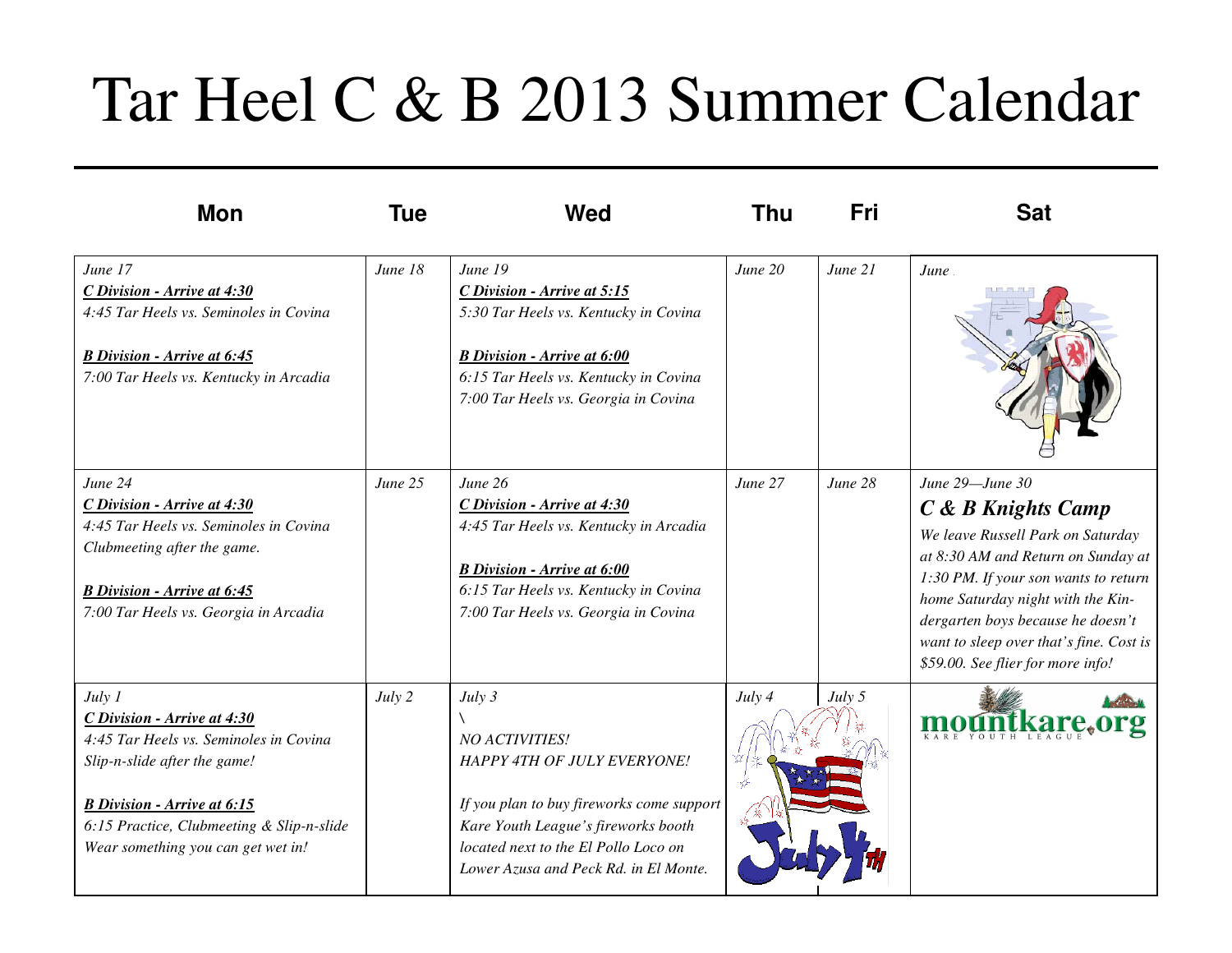# Tar Heel C & B 2013 Summer Calendar

| Mon | Tue | Wed | Thu | Fri | Sat |
|---|---|---|---|---|---|
| *June 17*<br>***C Division - Arrive at 4:30***<br>*4:45 Tar Heels vs. Seminoles in Covina*<br><br>***B Division - Arrive at 6:45***<br>*7:00 Tar Heels vs. Kentucky in Arcadia* | *June 18* | *June 19*<br>***C Division - Arrive at 5:15***<br>*5:30 Tar Heels vs. Kentucky in Covina*<br><br>***B Division - Arrive at 6:00***<br>*6:15 Tar Heels vs. Kentucky in Covina*<br>*7:00 Tar Heels vs. Georgia in Covina* | *June 20* | *June 21* | *June* |
| *June 24*<br>***C Division - Arrive at 4:30***<br>*4:45 Tar Heels vs. Seminoles in Covina*<br>*Clubmeeting after the game.*<br><br>***B Division - Arrive at 6:45***<br>*7:00 Tar Heels vs. Georgia in Arcadia* | *June 25* | *June 26*<br>***C Division - Arrive at 4:30***<br>*4:45 Tar Heels vs. Kentucky in Arcadia*<br><br>***B Division - Arrive at 6:00***<br>*6:15 Tar Heels vs. Kentucky in Covina*<br>*7:00 Tar Heels vs. Georgia in Covina* | *June 27* | *June 28* | *June 29—June 30*<br>***C & B Knights Camp***<br>*We leave Russell Park on Saturday at 8:30 AM and Return on Sunday at 1:30 PM. If your son wants to return home Saturday night with the Kindergarten boys because he doesn't want to sleep over that's fine. Cost is $59.00. See flier for more info!* |
| *July 1*<br>***C Division - Arrive at 4:30***<br>*4:45 Tar Heels vs. Seminoles in Covina*<br>*Slip-n-slide after the game!*<br><br>***B Division - Arrive at 6:15***<br>*6:15 Practice, Clubmeeting & Slip-n-slide*<br>*Wear something you can get wet in!* | *July 2* | *July 3*<br>\\<br>*NO ACTIVITIES!*<br>*HAPPY 4TH OF JULY EVERYONE!*<br><br>*If you plan to buy fireworks come support Kare Youth League's fireworks booth located next to the El Pollo Loco on Lower Azusa and Peck Rd. in El Monte.* | *July 4* | *July 5* | mountkare.org<br>KARE YOUTH LEAGUE |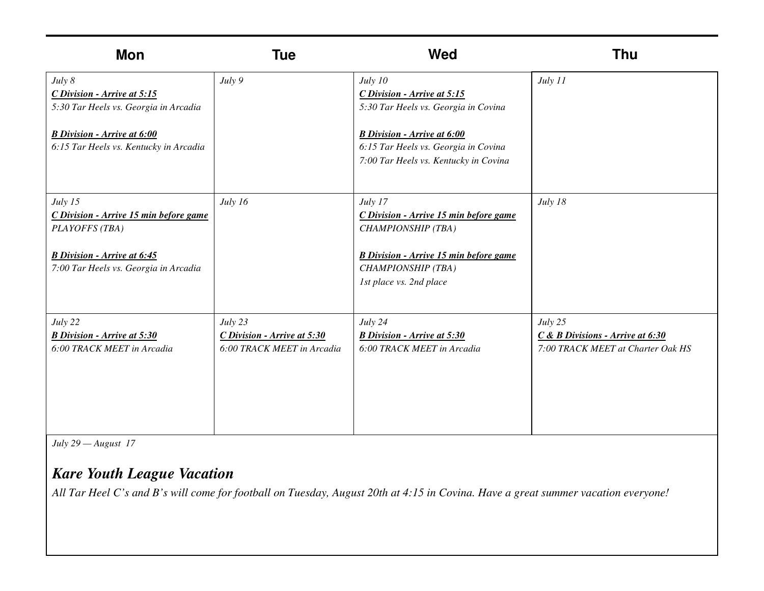| Mon | Tue | Wed | Thu |
|---|---|---|---|
| *July 8*<br>***C Division - Arrive at 5:15***<br>*5:30 Tar Heels vs. Georgia in Arcadia*<br><br>***B Division - Arrive at 6:00***<br>*6:15 Tar Heels vs. Kentucky in Arcadia* | *July 9* | *July 10*<br>***C Division - Arrive at 5:15***<br>*5:30 Tar Heels vs. Georgia in Covina*<br><br>***B Division - Arrive at 6:00***<br>*6:15 Tar Heels vs. Georgia in Covina*<br>*7:00 Tar Heels vs. Kentucky in Covina* | *July 11* |
| *July 15*<br>***C Division - Arrive 15 min before game***<br>*PLAYOFFS (TBA)*<br><br>***B Division - Arrive at 6:45***<br>*7:00 Tar Heels vs. Georgia in Arcadia* | *July 16* | *July 17*<br>***C Division - Arrive 15 min before game***<br>*CHAMPIONSHIP (TBA)*<br><br>***B Division - Arrive 15 min before game***<br>*CHAMPIONSHIP (TBA)*<br>*1st place vs. 2nd place* | *July 18* |
| *July 22*<br>***B Division - Arrive at 5:30***<br>*6:00 TRACK MEET in Arcadia* | *July 23*<br>***C Division - Arrive at 5:30***<br>*6:00 TRACK MEET in Arcadia* | *July 24*<br>***B Division - Arrive at 5:30***<br>*6:00 TRACK MEET in Arcadia* | *July 25*<br>***C & B Divisions - Arrive at 6:30***<br>*7:00 TRACK MEET at Charter Oak HS* |

*July 29 — August 17*

## *Kare Youth League Vacation*

*All Tar Heel C's and B's will come for football on Tuesday, August 20th at 4:15 in Covina. Have a great summer vacation everyone!*